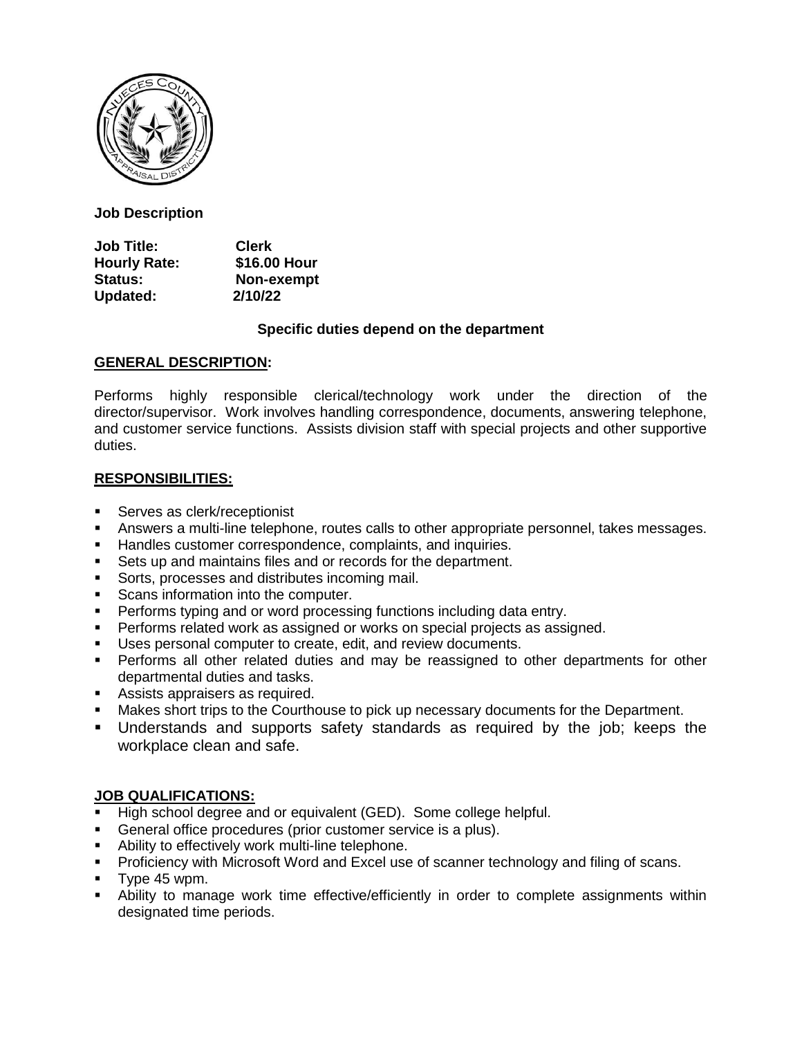**Job Description**

**Job Title:** **Clerk**
**Hourly Rate:** **$16.00 Hour**
**Status:** **Non-exempt**
**Updated:** **2/10/22**

**Specific duties depend on the department**

## GENERAL DESCRIPTION:

Performs highly responsible clerical/technology work under the direction of the director/supervisor. Work involves handling correspondence, documents, answering telephone, and customer service functions. Assists division staff with special projects and other supportive duties.

## RESPONSIBILITIES:

- Serves as clerk/receptionist
- Answers a multi-line telephone, routes calls to other appropriate personnel, takes messages.
- Handles customer correspondence, complaints, and inquiries.
- Sets up and maintains files and or records for the department.
- Sorts, processes and distributes incoming mail.
- Scans information into the computer.
- Performs typing and or word processing functions including data entry.
- Performs related work as assigned or works on special projects as assigned.
- Uses personal computer to create, edit, and review documents.
- Performs all other related duties and may be reassigned to other departments for other departmental duties and tasks.
- Assists appraisers as required.
- Makes short trips to the Courthouse to pick up necessary documents for the Department.
- Understands and supports safety standards as required by the job; keeps the workplace clean and safe.

## JOB QUALIFICATIONS:

- High school degree and or equivalent (GED). Some college helpful.
- General office procedures (prior customer service is a plus).
- Ability to effectively work multi-line telephone.
- Proficiency with Microsoft Word and Excel use of scanner technology and filing of scans.
- Type 45 wpm.
- Ability to manage work time effective/efficiently in order to complete assignments within designated time periods.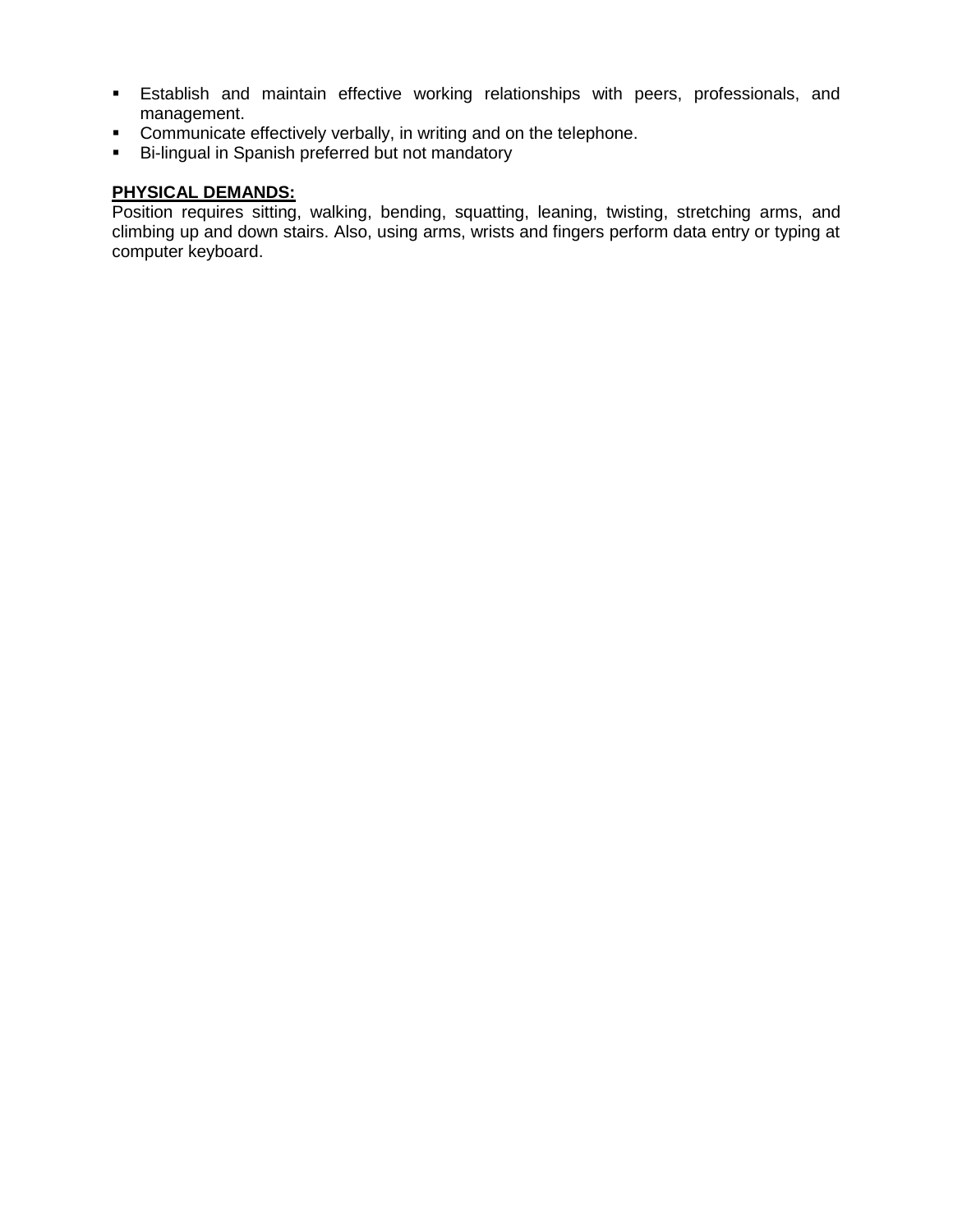- Establish and maintain effective working relationships with peers, professionals, and management.
- Communicate effectively verbally, in writing and on the telephone.
- Bi-lingual in Spanish preferred but not mandatory

**PHYSICAL DEMANDS:**

Position requires sitting, walking, bending, squatting, leaning, twisting, stretching arms, and climbing up and down stairs. Also, using arms, wrists and fingers perform data entry or typing at computer keyboard.